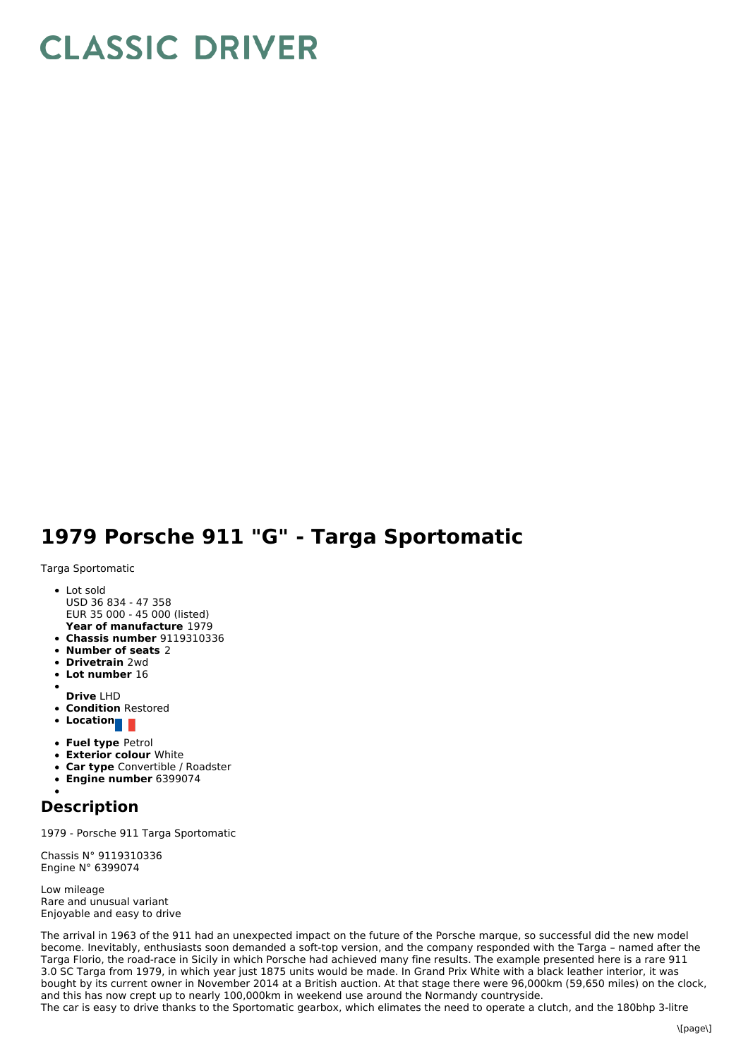# CLASSIC DRIVER

# 1979 Porsche 911 "G" - Targa Sportomatic

Targa Sportomatic

- Lot sold
  USD 36 834 - 47 358
  EUR 35 000 - 45 000 (listed)
  **Year of manufacture** 1979
- **Chassis number** 9119310336
- **Number of seats** 2
- **Drivetrain** 2wd
- **Lot number** 16
- 
  **Drive** LHD
- **Condition** Restored
- **Location**
- **Fuel type** Petrol
- **Exterior colour** White
- **Car type** Convertible / Roadster
- **Engine number** 6399074
- 

## Description

1979 - Porsche 911 Targa Sportomatic

Chassis N° 9119310336
Engine N° 6399074

Low mileage
Rare and unusual variant
Enjoyable and easy to drive

The arrival in 1963 of the 911 had an unexpected impact on the future of the Porsche marque, so successful did the new model become. Inevitably, enthusiasts soon demanded a soft-top version, and the company responded with the Targa – named after the Targa Florio, the road-race in Sicily in which Porsche had achieved many fine results. The example presented here is a rare 911 3.0 SC Targa from 1979, in which year just 1875 units would be made. In Grand Prix White with a black leather interior, it was bought by its current owner in November 2014 at a British auction. At that stage there were 96,000km (59,650 miles) on the clock, and this has now crept up to nearly 100,000km in weekend use around the Normandy countryside.
The car is easy to drive thanks to the Sportomatic gearbox, which elimates the need to operate a clutch, and the 180bhp 3-litre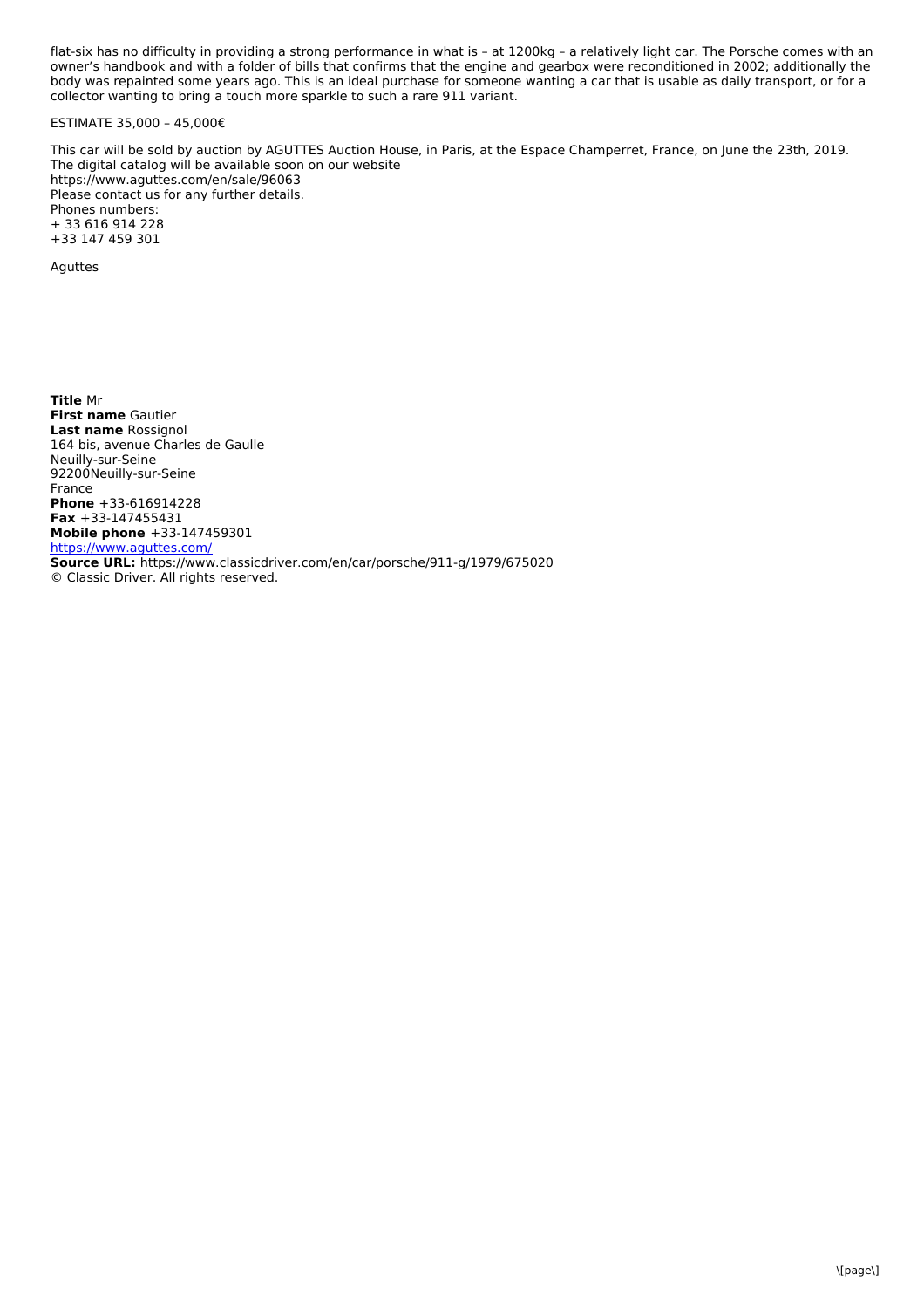flat-six has no difficulty in providing a strong performance in what is – at 1200kg – a relatively light car. The Porsche comes with an owner's handbook and with a folder of bills that confirms that the engine and gearbox were reconditioned in 2002; additionally the body was repainted some years ago. This is an ideal purchase for someone wanting a car that is usable as daily transport, or for a collector wanting to bring a touch more sparkle to such a rare 911 variant.

ESTIMATE 35,000 – 45,000€

This car will be sold by auction by AGUTTES Auction House, in Paris, at the Espace Champerret, France, on June the 23th, 2019.
The digital catalog will be available soon on our website
https://www.aguttes.com/en/sale/96063
Please contact us for any further details.
Phones numbers:
+ 33 616 914 228
+33 147 459 301

Aguttes

**Title** Mr
**First name** Gautier
**Last name** Rossignol
164 bis, avenue Charles de Gaulle
Neuilly-sur-Seine
92200Neuilly-sur-Seine
France
**Phone** +33-616914228
**Fax** +33-147455431
**Mobile phone** +33-147459301
[https://www.aguttes.com/](https://www.aguttes.com/)
**Source URL:** https://www.classicdriver.com/en/car/porsche/911-g/1979/675020
© Classic Driver. All rights reserved.